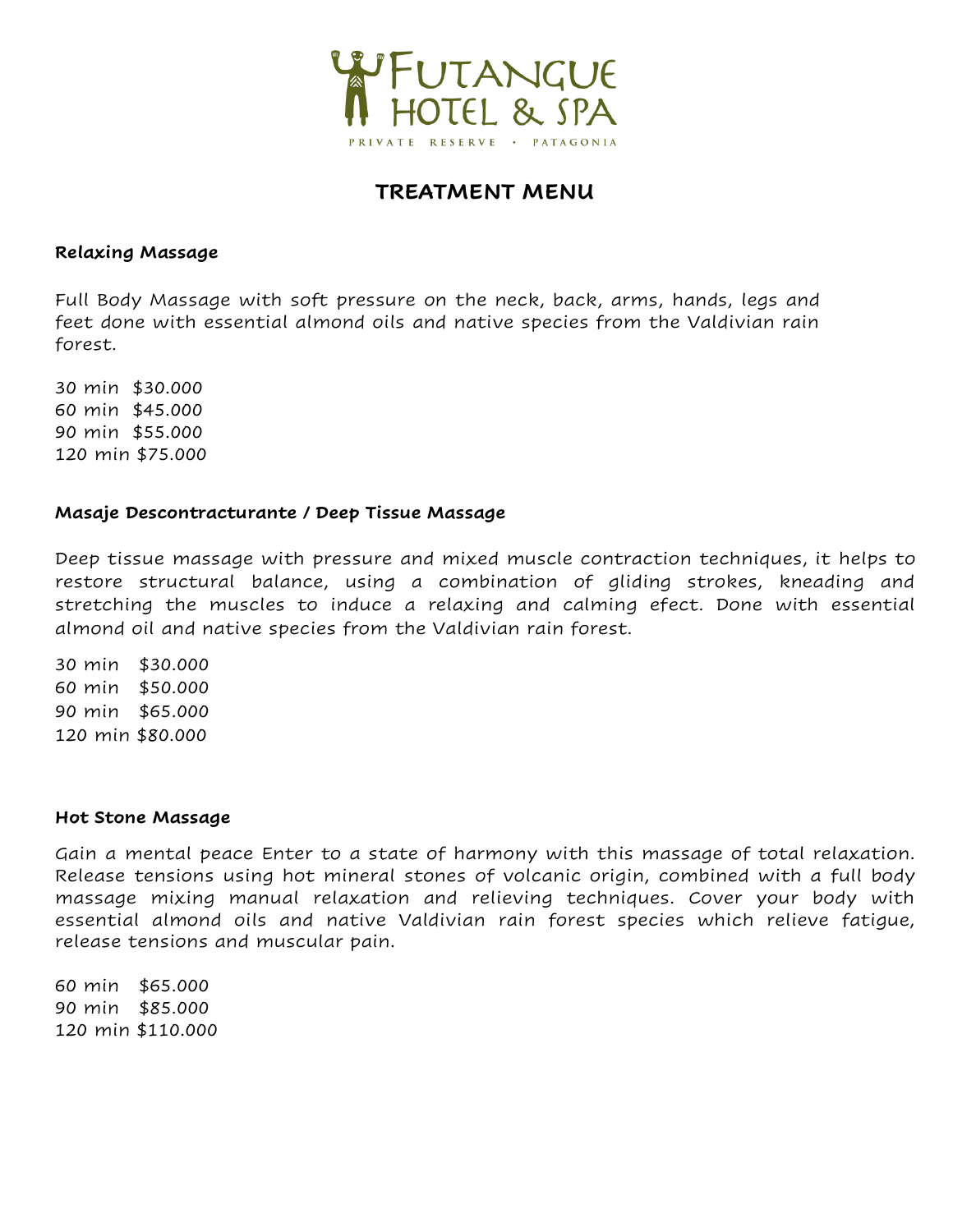FUTANGUE
HOTEL & SPA
PRIVATE RESERVE · PATAGONIA

# TREATMENT MENU

**Relaxing Massage**

Full Body Massage with soft pressure on the neck, back, arms, hands, legs and feet done with essential almond oils and native species from the Valdivian rain forest.

30 min $30.000
60 min $45.000
90 min $55.000
120 min $75.000

**Masaje Descontracturante / Deep Tissue Massage**

Deep tissue massage with pressure and mixed muscle contraction techniques, it helps to restore structural balance, using a combination of gliding strokes, kneading and stretching the muscles to induce a relaxing and calming efect. Done with essential almond oil and native species from the Valdivian rain forest.

30 min $30.000
60 min $50.000
90 min $65.000
120 min $80.000

**Hot Stone Massage**

Gain a mental peace Enter to a state of harmony with this massage of total relaxation. Release tensions using hot mineral stones of volcanic origin, combined with a full body massage mixing manual relaxation and relieving techniques. Cover your body with essential almond oils and native Valdivian rain forest species which relieve fatigue, release tensions and muscular pain.

60 min $65.000
90 min $85.000
120 min $110.000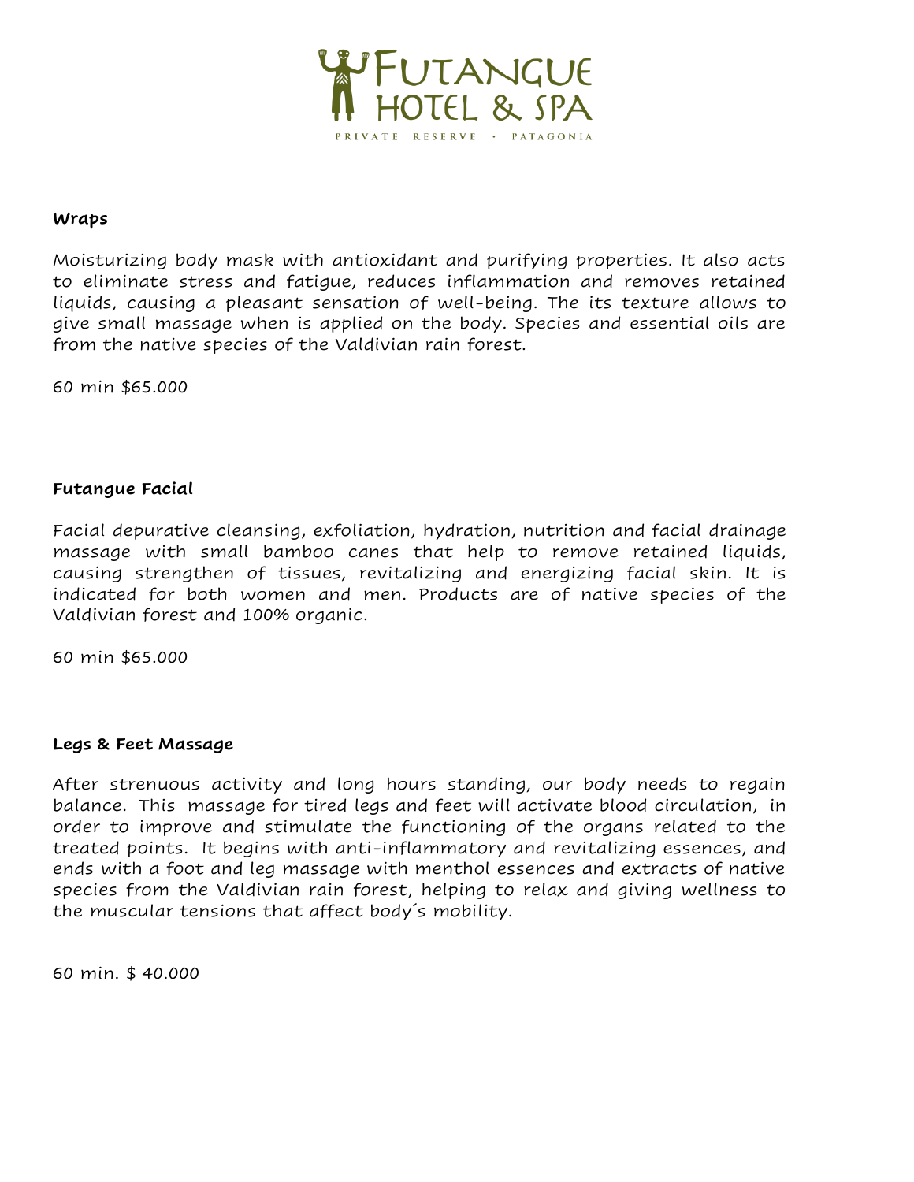**Wraps**

Moisturizing body mask with antioxidant and purifying properties. It also acts to eliminate stress and fatigue, reduces inflammation and removes retained liquids, causing a pleasant sensation of well-being. The its texture allows to give small massage when is applied on the body. Species and essential oils are from the native species of the Valdivian rain forest.

60 min $65.000

**Futangue Facial**

Facial depurative cleansing, exfoliation, hydration, nutrition and facial drainage massage with small bamboo canes that help to remove retained liquids, causing strengthen of tissues, revitalizing and energizing facial skin. It is indicated for both women and men. Products are of native species of the Valdivian forest and 100% organic.

60 min $65.000

**Legs & Feet Massage**

After strenuous activity and long hours standing, our body needs to regain balance. This massage for tired legs and feet will activate blood circulation, in order to improve and stimulate the functioning of the organs related to the treated points. It begins with anti-inflammatory and revitalizing essences, and ends with a foot and leg massage with menthol essences and extracts of native species from the Valdivian rain forest, helping to relax and giving wellness to the muscular tensions that affect body´s mobility.

60 min. $ 40.000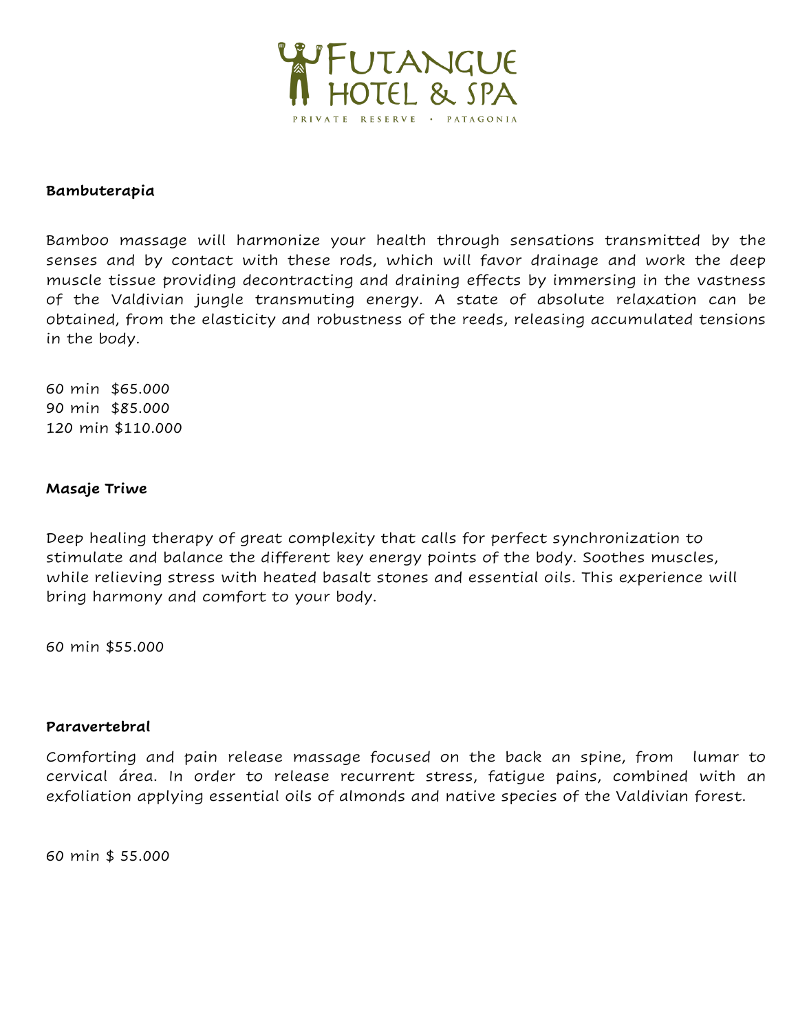**Bambuterapia**

Bamboo massage will harmonize your health through sensations transmitted by the senses and by contact with these rods, which will favor drainage and work the deep muscle tissue providing decontracting and draining effects by immersing in the vastness of the Valdivian jungle transmuting energy. A state of absolute relaxation can be obtained, from the elasticity and robustness of the reeds, releasing accumulated tensions in the body.

60 min $65.000
90 min $85.000
120 min $110.000

**Masaje Triwe**

Deep healing therapy of great complexity that calls for perfect synchronization to stimulate and balance the different key energy points of the body. Soothes muscles, while relieving stress with heated basalt stones and essential oils. This experience will bring harmony and comfort to your body.

60 min $55.000

**Paravertebral**

Comforting and pain release massage focused on the back an spine, from lumar to cervical área. In order to release recurrent stress, fatigue pains, combined with an exfoliation applying essential oils of almonds and native species of the Valdivian forest.

60 min $ 55.000